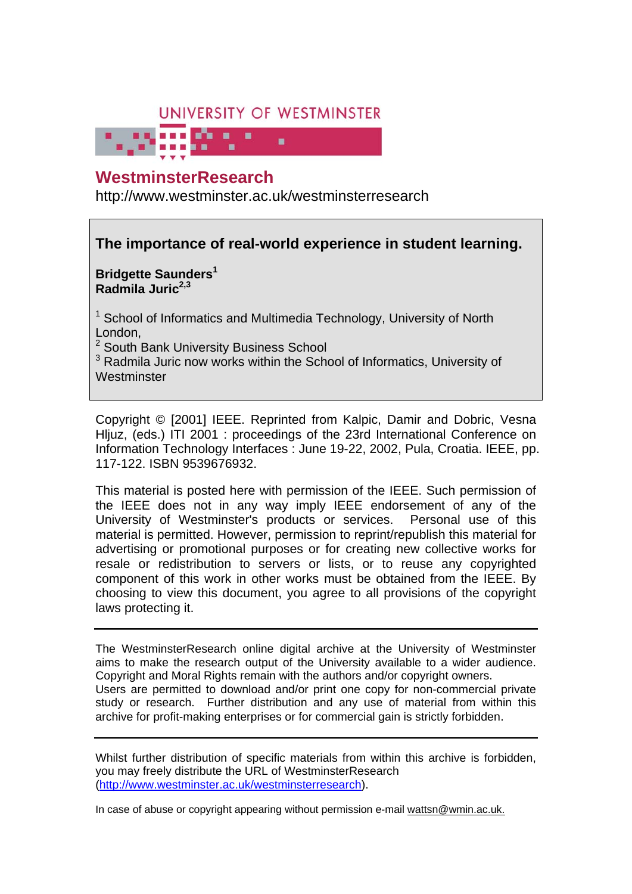UNIVERSITY OF WESTMINSTER

# WestminsterResearch

http://www.westminster.ac.uk/westminsterresearch

## The importance of real-world experience in student learning.

**Bridgette Saunders[1]**
**Radmila Juric[2,3]**

[1] School of Informatics and Multimedia Technology, University of North London,
[2] South Bank University Business School
[3] Radmila Juric now works within the School of Informatics, University of Westminster

Copyright © [2001] IEEE. Reprinted from Kalpic, Damir and Dobric, Vesna Hljuz, (eds.) ITI 2001 : proceedings of the 23rd International Conference on Information Technology Interfaces : June 19-22, 2002, Pula, Croatia. IEEE, pp. 117-122. ISBN 9539676932.

This material is posted here with permission of the IEEE. Such permission of the IEEE does not in any way imply IEEE endorsement of any of the University of Westminster's products or services. Personal use of this material is permitted. However, permission to reprint/republish this material for advertising or promotional purposes or for creating new collective works for resale or redistribution to servers or lists, or to reuse any copyrighted component of this work in other works must be obtained from the IEEE. By choosing to view this document, you agree to all provisions of the copyright laws protecting it.

---

The WestminsterResearch online digital archive at the University of Westminster aims to make the research output of the University available to a wider audience. Copyright and Moral Rights remain with the authors and/or copyright owners. Users are permitted to download and/or print one copy for non-commercial private study or research. Further distribution and any use of material from within this archive for profit-making enterprises or for commercial gain is strictly forbidden.

---

Whilst further distribution of specific materials from within this archive is forbidden, you may freely distribute the URL of WestminsterResearch (http://www.westminster.ac.uk/westminsterresearch).

In case of abuse or copyright appearing without permission e-mail wattsn@wmin.ac.uk.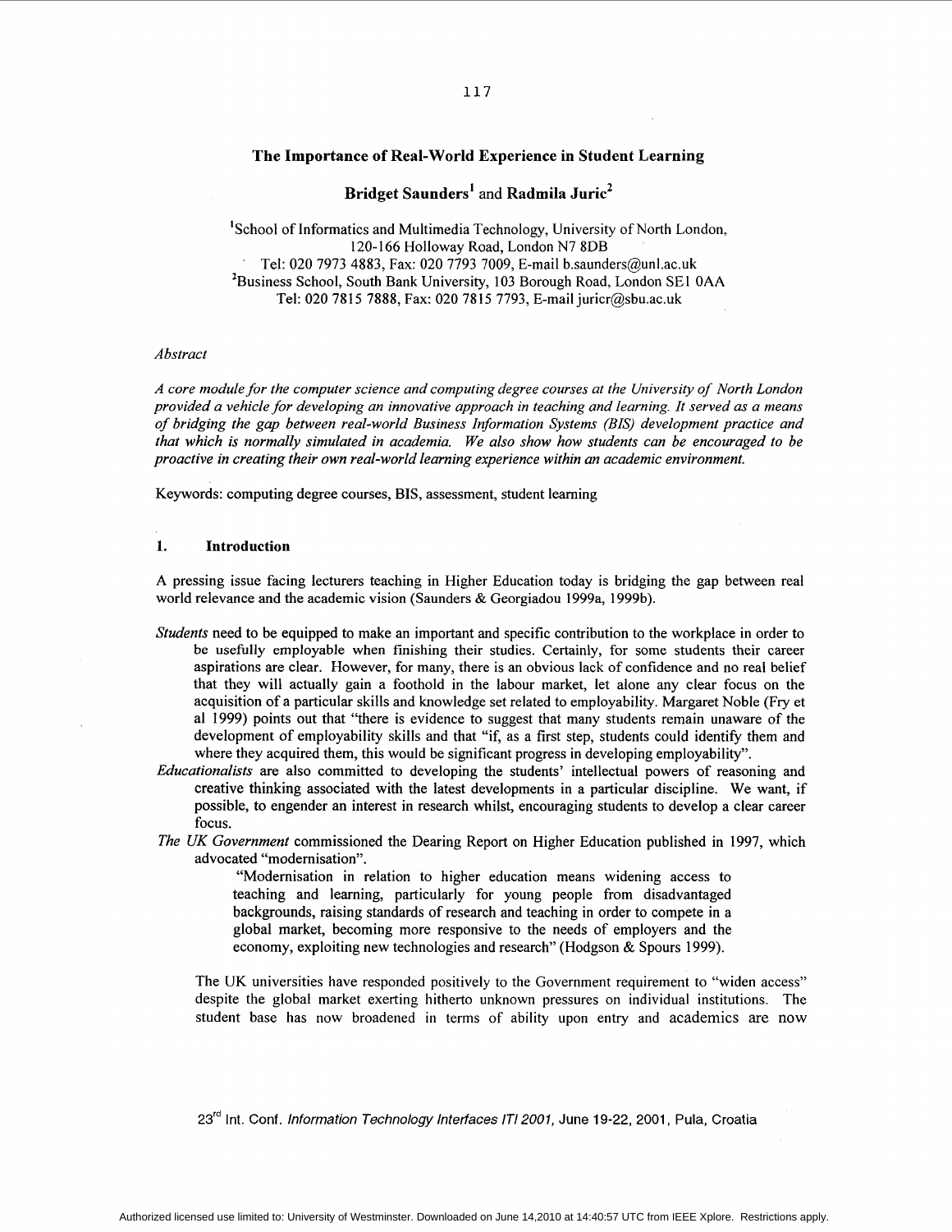# The Importance of Real-World Experience in Student Learning

**Bridget Saunders[1] and Radmila Juric[2]**

[1]School of Informatics and Multimedia Technology, University of North London, 120-166 Holloway Road, London N7 8DB
Tel: 020 7973 4883, Fax: 020 7793 7009, E-mail b.saunders@unl.ac.uk
[2]Business School, South Bank University, 103 Borough Road, London SE1 0AA
Tel: 020 7815 7888, Fax: 020 7815 7793, E-mail juricr@sbu.ac.uk

*Abstract*

*A core module for the computer science and computing degree courses at the University of North London provided a vehicle for developing an innovative approach in teaching and learning. It served as a means of bridging the gap between real-world Business Information Systems (BIS) development practice and that which is normally simulated in academia. We also show how students can be encouraged to be proactive in creating their own real-world learning experience within an academic environment.*

Keywords: computing degree courses, BIS, assessment, student learning

## 1. Introduction

A pressing issue facing lecturers teaching in Higher Education today is bridging the gap between real world relevance and the academic vision (Saunders & Georgiadou 1999a, 1999b).

*Students* need to be equipped to make an important and specific contribution to the workplace in order to be usefully employable when finishing their studies. Certainly, for some students their career aspirations are clear. However, for many, there is an obvious lack of confidence and no real belief that they will actually gain a foothold in the labour market, let alone any clear focus on the acquisition of a particular skills and knowledge set related to employability. Margaret Noble (Fry et al 1999) points out that "there is evidence to suggest that many students remain unaware of the development of employability skills and that "if, as a first step, students could identify them and where they acquired them, this would be significant progress in developing employability".

*Educationalists* are also committed to developing the students' intellectual powers of reasoning and creative thinking associated with the latest developments in a particular discipline. We want, if possible, to engender an interest in research whilst, encouraging students to develop a clear career focus.

*The UK Government* commissioned the Dearing Report on Higher Education published in 1997, which advocated "modernisation".

> "Modernisation in relation to higher education means widening access to teaching and learning, particularly for young people from disadvantaged backgrounds, raising standards of research and teaching in order to compete in a global market, becoming more responsive to the needs of employers and the economy, exploiting new technologies and research" (Hodgson & Spours 1999).

The UK universities have responded positively to the Government requirement to "widen access" despite the global market exerting hitherto unknown pressures on individual institutions. The student base has now broadened in terms of ability upon entry and academics are now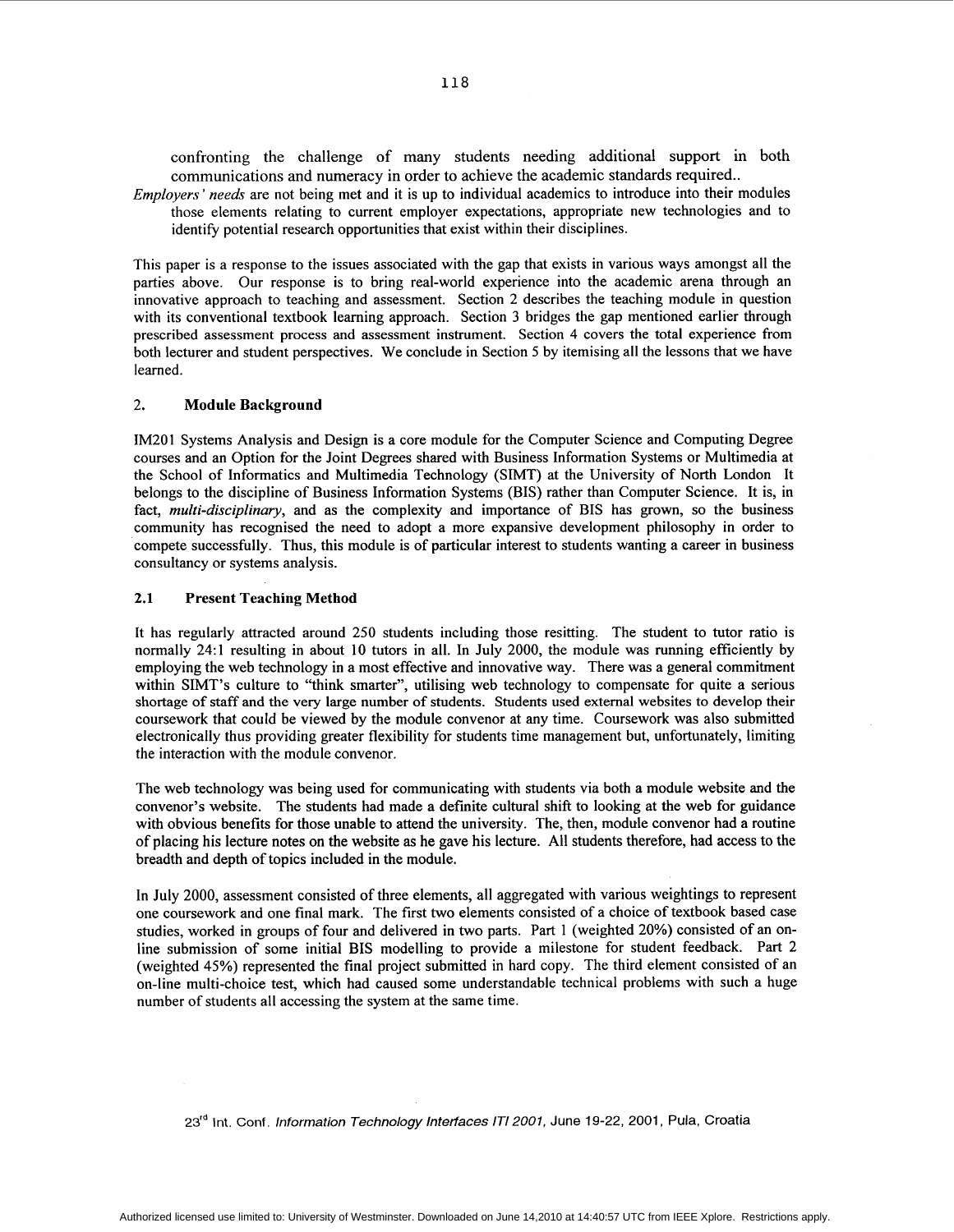confronting the challenge of many students needing additional support in both communications and numeracy in order to achieve the academic standards required..

*Employers' needs* are not being met and it is up to individual academics to introduce into their modules those elements relating to current employer expectations, appropriate new technologies and to identify potential research opportunities that exist within their disciplines.

This paper is a response to the issues associated with the gap that exists in various ways amongst all the parties above. Our response is to bring real-world experience into the academic arena through an innovative approach to teaching and assessment. Section 2 describes the teaching module in question with its conventional textbook learning approach. Section 3 bridges the gap mentioned earlier through prescribed assessment process and assessment instrument. Section 4 covers the total experience from both lecturer and student perspectives. We conclude in Section 5 by itemising all the lessons that we have learned.

## 2. Module Background

IM201 Systems Analysis and Design is a core module for the Computer Science and Computing Degree courses and an Option for the Joint Degrees shared with Business Information Systems or Multimedia at the School of Informatics and Multimedia Technology (SIMT) at the University of North London It belongs to the discipline of Business Information Systems (BIS) rather than Computer Science. It is, in fact, *multi-disciplinary*, and as the complexity and importance of BIS has grown, so the business community has recognised the need to adopt a more expansive development philosophy in order to compete successfully. Thus, this module is of particular interest to students wanting a career in business consultancy or systems analysis.

### 2.1 Present Teaching Method

It has regularly attracted around 250 students including those resitting. The student to tutor ratio is normally 24:1 resulting in about 10 tutors in all. In July 2000, the module was running efficiently by employing the web technology in a most effective and innovative way. There was a general commitment within SIMT's culture to "think smarter", utilising web technology to compensate for quite a serious shortage of staff and the very large number of students. Students used external websites to develop their coursework that could be viewed by the module convenor at any time. Coursework was also submitted electronically thus providing greater flexibility for students time management but, unfortunately, limiting the interaction with the module convenor.

The web technology was being used for communicating with students via both a module website and the convenor's website. The students had made a definite cultural shift to looking at the web for guidance with obvious benefits for those unable to attend the university. The, then, module convenor had a routine of placing his lecture notes on the website as he gave his lecture. All students therefore, had access to the breadth and depth of topics included in the module.

In July 2000, assessment consisted of three elements, all aggregated with various weightings to represent one coursework and one final mark. The first two elements consisted of a choice of textbook based case studies, worked in groups of four and delivered in two parts. Part 1 (weighted 20%) consisted of an on-line submission of some initial BIS modelling to provide a milestone for student feedback. Part 2 (weighted 45%) represented the final project submitted in hard copy. The third element consisted of an on-line multi-choice test, which had caused some understandable technical problems with such a huge number of students all accessing the system at the same time.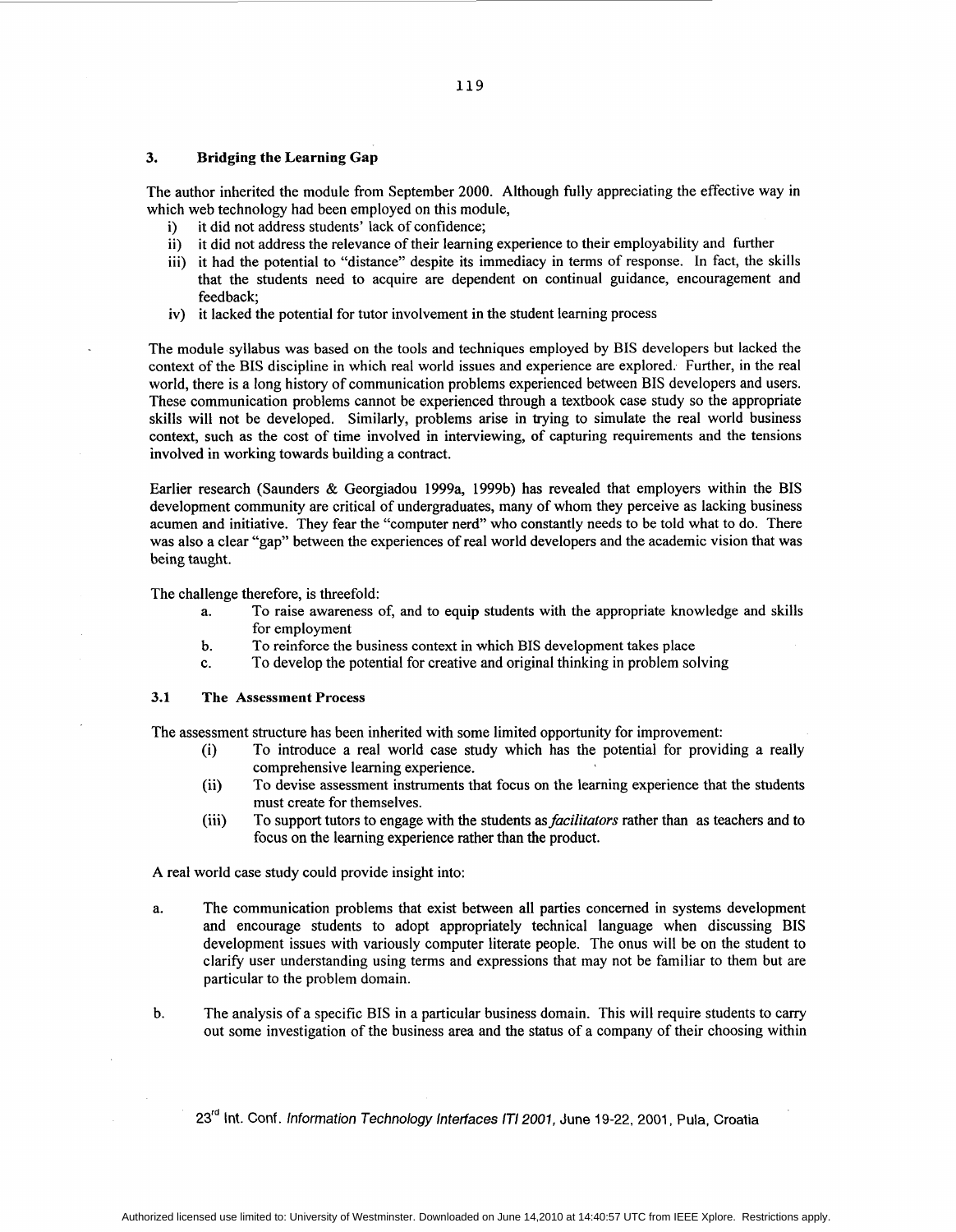## 3. Bridging the Learning Gap

The author inherited the module from September 2000. Although fully appreciating the effective way in which web technology had been employed on this module,

i) it did not address students' lack of confidence;
ii) it did not address the relevance of their learning experience to their employability and further
iii) it had the potential to "distance" despite its immediacy in terms of response. In fact, the skills that the students need to acquire are dependent on continual guidance, encouragement and feedback;
iv) it lacked the potential for tutor involvement in the student learning process

The module syllabus was based on the tools and techniques employed by BIS developers but lacked the context of the BIS discipline in which real world issues and experience are explored. Further, in the real world, there is a long history of communication problems experienced between BIS developers and users. These communication problems cannot be experienced through a textbook case study so the appropriate skills will not be developed. Similarly, problems arise in trying to simulate the real world business context, such as the cost of time involved in interviewing, of capturing requirements and the tensions involved in working towards building a contract.

Earlier research (Saunders & Georgiadou 1999a, 1999b) has revealed that employers within the BIS development community are critical of undergraduates, many of whom they perceive as lacking business acumen and initiative. They fear the "computer nerd" who constantly needs to be told what to do. There was also a clear "gap" between the experiences of real world developers and the academic vision that was being taught.

The challenge therefore, is threefold:

a. To raise awareness of, and to equip students with the appropriate knowledge and skills for employment
b. To reinforce the business context in which BIS development takes place
c. To develop the potential for creative and original thinking in problem solving

### 3.1 The Assessment Process

The assessment structure has been inherited with some limited opportunity for improvement:

(i) To introduce a real world case study which has the potential for providing a really comprehensive learning experience.
(ii) To devise assessment instruments that focus on the learning experience that the students must create for themselves.
(iii) To support tutors to engage with the students as *facilitators* rather than as teachers and to focus on the learning experience rather than the product.

A real world case study could provide insight into:

a. The communication problems that exist between all parties concerned in systems development and encourage students to adopt appropriately technical language when discussing BIS development issues with variously computer literate people. The onus will be on the student to clarify user understanding using terms and expressions that may not be familiar to them but are particular to the problem domain.

b. The analysis of a specific BIS in a particular business domain. This will require students to carry out some investigation of the business area and the status of a company of their choosing within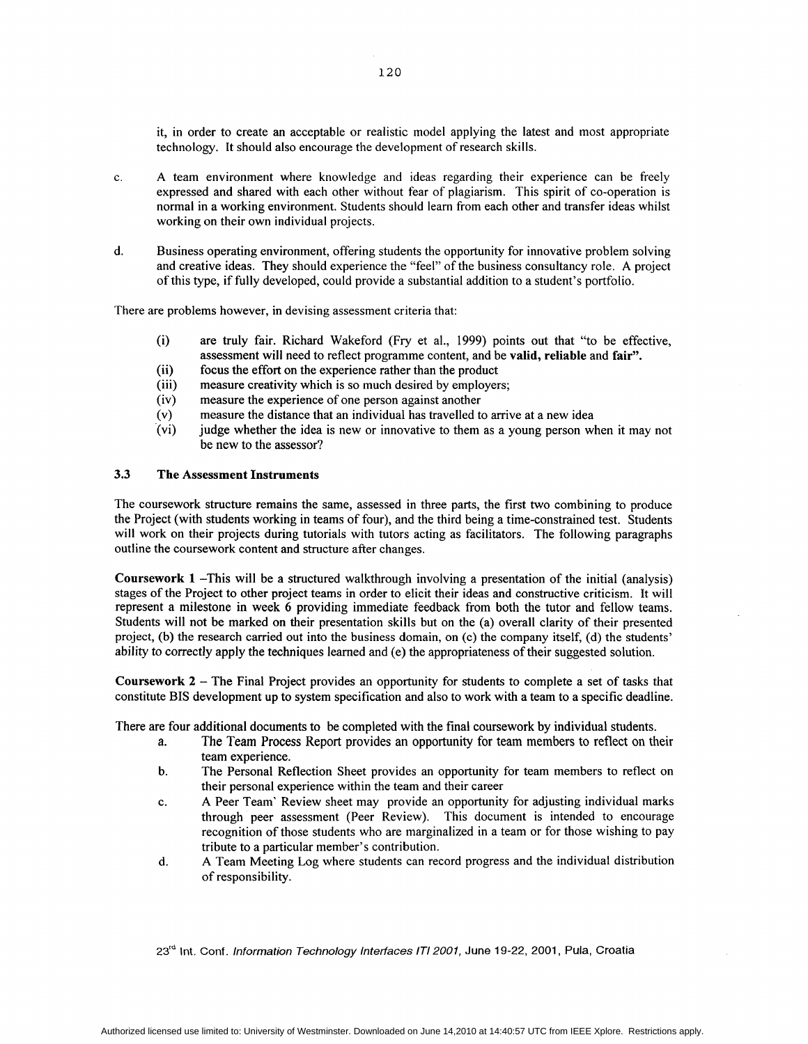it, in order to create an acceptable or realistic model applying the latest and most appropriate technology. It should also encourage the development of research skills.

c. A team environment where knowledge and ideas regarding their experience can be freely expressed and shared with each other without fear of plagiarism. This spirit of co-operation is normal in a working environment. Students should learn from each other and transfer ideas whilst working on their own individual projects.

d. Business operating environment, offering students the opportunity for innovative problem solving and creative ideas. They should experience the "feel" of the business consultancy role. A project of this type, if fully developed, could provide a substantial addition to a student's portfolio.

There are problems however, in devising assessment criteria that:

(i) are truly fair. Richard Wakeford (Fry et al., 1999) points out that "to be effective, assessment will need to reflect programme content, and be **valid, reliable** and **fair".**

(ii) focus the effort on the experience rather than the product

(iii) measure creativity which is so much desired by employers;

(iv) measure the experience of one person against another

(v) measure the distance that an individual has travelled to arrive at a new idea

(vi) judge whether the idea is new or innovative to them as a young person when it may not be new to the assessor?

### 3.3 The Assessment Instruments

The coursework structure remains the same, assessed in three parts, the first two combining to produce the Project (with students working in teams of four), and the third being a time-constrained test. Students will work on their projects during tutorials with tutors acting as facilitators. The following paragraphs outline the coursework content and structure after changes.

**Coursework 1** –This will be a structured walkthrough involving a presentation of the initial (analysis) stages of the Project to other project teams in order to elicit their ideas and constructive criticism. It will represent a milestone in week 6 providing immediate feedback from both the tutor and fellow teams. Students will not be marked on their presentation skills but on the (a) overall clarity of their presented project, (b) the research carried out into the business domain, on (c) the company itself, (d) the students' ability to correctly apply the techniques learned and (e) the appropriateness of their suggested solution.

**Coursework 2** – The Final Project provides an opportunity for students to complete a set of tasks that constitute BIS development up to system specification and also to work with a team to a specific deadline.

There are four additional documents to be completed with the final coursework by individual students.

a. The Team Process Report provides an opportunity for team members to reflect on their team experience.

b. The Personal Reflection Sheet provides an opportunity for team members to reflect on their personal experience within the team and their career

c. A Peer Team' Review sheet may provide an opportunity for adjusting individual marks through peer assessment (Peer Review). This document is intended to encourage recognition of those students who are marginalized in a team or for those wishing to pay tribute to a particular member's contribution.

d. A Team Meeting Log where students can record progress and the individual distribution of responsibility.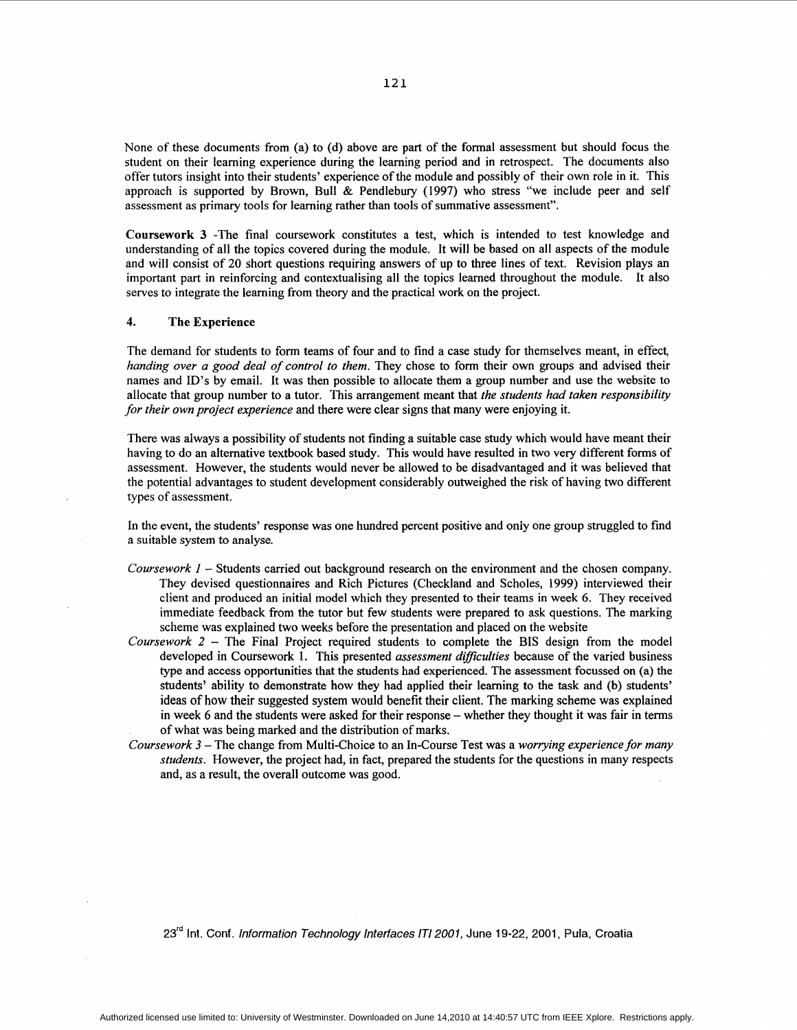None of these documents from (a) to (d) above are part of the formal assessment but should focus the student on their learning experience during the learning period and in retrospect. The documents also offer tutors insight into their students' experience of the module and possibly of their own role in it. This approach is supported by Brown, Bull & Pendlebury (1997) who stress "we include peer and self assessment as primary tools for learning rather than tools of summative assessment".

**Coursework 3** -The final coursework constitutes a test, which is intended to test knowledge and understanding of all the topics covered during the module. It will be based on all aspects of the module and will consist of 20 short questions requiring answers of up to three lines of text. Revision plays an important part in reinforcing and contextualising all the topics learned throughout the module. It also serves to integrate the learning from theory and the practical work on the project.

## 4. The Experience

The demand for students to form teams of four and to find a case study for themselves meant, in effect, *handing over a good deal of control to them*. They chose to form their own groups and advised their names and ID's by email. It was then possible to allocate them a group number and use the website to allocate that group number to a tutor. This arrangement meant that *the students had taken responsibility for their own project experience* and there were clear signs that many were enjoying it.

There was always a possibility of students not finding a suitable case study which would have meant their having to do an alternative textbook based study. This would have resulted in two very different forms of assessment. However, the students would never be allowed to be disadvantaged and it was believed that the potential advantages to student development considerably outweighed the risk of having two different types of assessment.

In the event, the students' response was one hundred percent positive and only one group struggled to find a suitable system to analyse.

*Coursework 1* – Students carried out background research on the environment and the chosen company. They devised questionnaires and Rich Pictures (Checkland and Scholes, 1999) interviewed their client and produced an initial model which they presented to their teams in week 6. They received immediate feedback from the tutor but few students were prepared to ask questions. The marking scheme was explained two weeks before the presentation and placed on the website

*Coursework 2* – The Final Project required students to complete the BIS design from the model developed in Coursework 1. This presented *assessment difficulties* because of the varied business type and access opportunities that the students had experienced. The assessment focussed on (a) the students' ability to demonstrate how they had applied their learning to the task and (b) students' ideas of how their suggested system would benefit their client. The marking scheme was explained in week 6 and the students were asked for their response – whether they thought it was fair in terms of what was being marked and the distribution of marks.

*Coursework 3* – The change from Multi-Choice to an In-Course Test was a *worrying experience for many students*. However, the project had, in fact, prepared the students for the questions in many respects and, as a result, the overall outcome was good.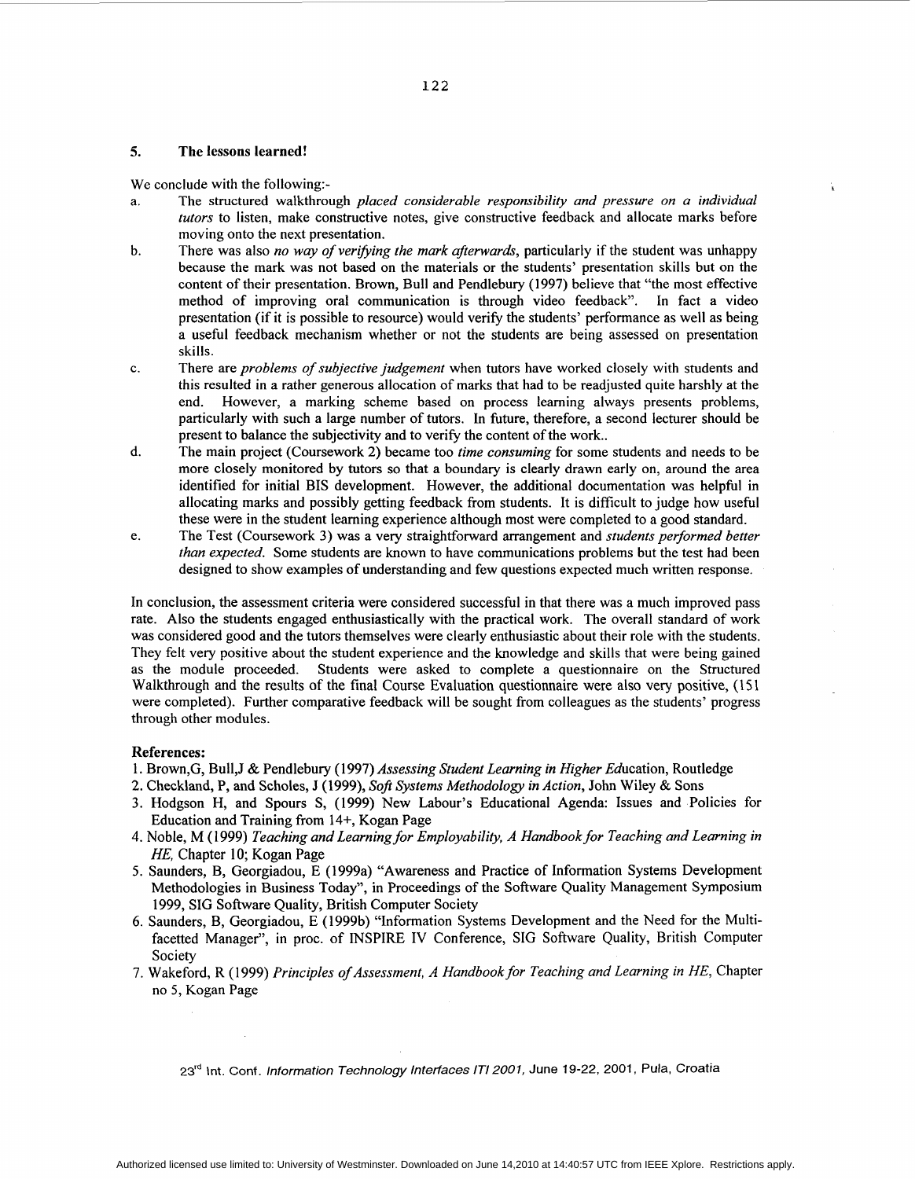## 5. The lessons learned!

We conclude with the following:-

a. The structured walkthrough *placed considerable responsibility and pressure on a individual tutors* to listen, make constructive notes, give constructive feedback and allocate marks before moving onto the next presentation.

b. There was also *no way of verifying the mark afterwards*, particularly if the student was unhappy because the mark was not based on the materials or the students' presentation skills but on the content of their presentation. Brown, Bull and Pendlebury (1997) believe that "the most effective method of improving oral communication is through video feedback". In fact a video presentation (if it is possible to resource) would verify the students' performance as well as being a useful feedback mechanism whether or not the students are being assessed on presentation skills.

c. There are *problems of subjective judgement* when tutors have worked closely with students and this resulted in a rather generous allocation of marks that had to be readjusted quite harshly at the end. However, a marking scheme based on process learning always presents problems, particularly with such a large number of tutors. In future, therefore, a second lecturer should be present to balance the subjectivity and to verify the content of the work..

d. The main project (Coursework 2) became too *time consuming* for some students and needs to be more closely monitored by tutors so that a boundary is clearly drawn early on, around the area identified for initial BIS development. However, the additional documentation was helpful in allocating marks and possibly getting feedback from students. It is difficult to judge how useful these were in the student learning experience although most were completed to a good standard.

e. The Test (Coursework 3) was a very straightforward arrangement and *students performed better than expected*. Some students are known to have communications problems but the test had been designed to show examples of understanding and few questions expected much written response.

In conclusion, the assessment criteria were considered successful in that there was a much improved pass rate. Also the students engaged enthusiastically with the practical work. The overall standard of work was considered good and the tutors themselves were clearly enthusiastic about their role with the students. They felt very positive about the student experience and the knowledge and skills that were being gained as the module proceeded. Students were asked to complete a questionnaire on the Structured Walkthrough and the results of the final Course Evaluation questionnaire were also very positive, (151 were completed). Further comparative feedback will be sought from colleagues as the students' progress through other modules.

### References:

1. Brown,G, Bull,J & Pendlebury (1997) *Assessing Student Learning in Higher Ed*ucation, Routledge
2. Checkland, P, and Scholes, J (1999), *Soft Systems Methodology in Action*, John Wiley & Sons
3. Hodgson H, and Spours S, (1999) New Labour's Educational Agenda: Issues and Policies for Education and Training from 14+, Kogan Page
4. Noble, M (1999) *Teaching and Learning for Employability, A Handbook for Teaching and Learning in HE,* Chapter 10; Kogan Page
5. Saunders, B, Georgiadou, E (1999a) "Awareness and Practice of Information Systems Development Methodologies in Business Today", in Proceedings of the Software Quality Management Symposium 1999, SIG Software Quality, British Computer Society
6. Saunders, B, Georgiadou, E (1999b) "Information Systems Development and the Need for the Multi-facetted Manager", in proc. of INSPIRE IV Conference, SIG Software Quality, British Computer Society
7. Wakeford, R (1999) *Principles of Assessment, A Handbook for Teaching and Learning in HE,* Chapter no 5, Kogan Page